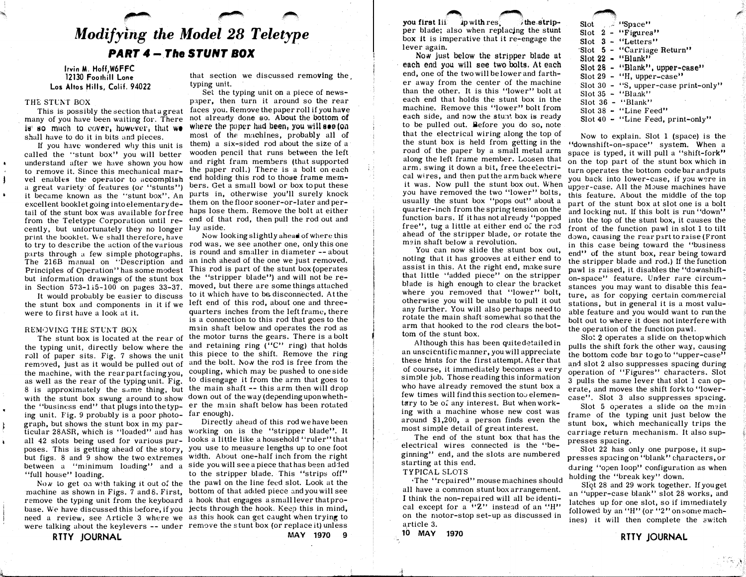# Modifying the Model 28 Teletype

## PART 4 – The STUNT BOX

Irvin M. Hoff, W6FFC
12130 Foothill Lane
Los Altos Hills, Calif. 94022

### THE STUNT BOX

This is possibly the section that a great many of you have been waiting for. There is so much to cover, however, that we shall have to do it in bits and pieces.

If you have wondered why this unit is called the "stunt box" you will better understand after we have shown you how to remove it. Since this mechanical marvel enables the operator to accomplish a great variety of features (or "stunts") it became known as the "stunt box". An excellent booklet going into elementary detail of the stunt box was available for free from the Teletype Corporation until recently, but unfortunately they no longer print the booklet. We shall therefore, have to try to describe the action of the various parts through a few simple photographs. The 216B manual on "Description and Principles of Operation" has some modest but information drawings of the stunt box in Section 573-115-100 on pages 33-37.

It would probably be easier to discuss the stunt box and components in it if we were to first have a look at it.

### REMOVING THE STUNT BOX

The stunt box is located at the rear of the typing unit, directly below where the roll of paper sits. Fig. 7 shows the unit removed, just as it would be pulled out of the machine, with the rear part facing you, as well as the rear of the typing unit. Fig. 8 is approximately the same thing, but with the stunt box swung around to show the "business end" that plugs into the typing unit. Fig. 9 probably is a poor photograph, but shows the stunt box in my particular 28ASR, which is "loaded" and has all 42 slots being used for various purposes. This is getting ahead of the story, but figs. 8 and 9 show the two extremes between a "minimum loading" and a "full house" loading.

Now to get on with taking it out of the machine as shown in Figs. 7 and 8. First, remove the typing unit from the keyboard base. We have discussed this before, if you need a review, see Article 3 where we were talking about the keylevers -- under that section we discussed removing the typing unit.

Set the typing unit on a piece of newspaper, then turn it around so the rear faces you. Remove the paper roll if you have not already done so. About the bottom of where the paper had been, you will see (on most of the machines, probably all of them) a six-sided rod about the size of a wooden pencil that runs between the left and right fram members (that supported the paper roll.) There is a bolt on each end holding this rod to those frame members. Get a small bowl or box to put these parts in, otherwise you'll surely knock them on the floor sooner-or-later and perhaps lose them. Remove the bolt at either end of that rod, then pull the rod out and lay aside.

Now looking slightly ahead of where this rod was, we see another one, only this one is round and smaller in diameter -- about an inch ahead of the one we just removed. This rod is part of the stunt box (operates the "stripper blade") and will not be removed, but there are some things attached to it which have to be disconnected. At the left end of this rod, about one and three-quarters inches from the left frame, there is a connection to this rod that goes to the main shaft below and operates the rod as the motor turns the gears. There is a bolt and retaining ring ("C" ring) that holds this piece to the shaft. Remove the ring and the bolt. Now the rod is free from the coupling, which may be pushed to one side to disengage it from the arm that goes to the main shaft -- this arm then will drop down out of the way (depending upon whether the main shaft below has been rotated far enough).

Directly ahead of this rod we have been working on is the "stripper blade". It looks a little like a household "ruler" that you use to measure lengths up to one foot width. About one-half inch from the right side you will see a piece that has been added to the stripper blade. This "strips off" the pawl on the line feed slot. Look at the bottom of that added piece and you will see a hook that engages a small lever that projects through the hook. Keep this in mind, as this hook can get caught when trying to remove the stunt box (or replace it) unless you first lift up with res the stripper blade; also when replacing the stunt box it is imperative that it re-engage the lever again.

Now just below the stripper blade at each end you will see two bolts. At each end, one of the two will be lower and farther away from the center of the machine than the other. It is this "lower" bolt at each end that holds the stunt box in the machine. Remove this "lower" bolt from each side, and now the stunt box is ready to be pulled out. Before you do so, note that the electrical wiring along the top of the stunt box is held from getting in the road of the paper by a small metal arm along the left frame member. Loosen that arm, swing it down a bit, free the electrical wires, and then put the arm back where it was. Now pull the stunt box out. When you have removed the two "lower" bolts, usually the stunt box "pops out" about a quarter-inch from the spring tension on the function bars. If it has not already "popped free", tug a little at either end of the rod ahead of the stripper blade, or rotate the main shaft below a revolution.

You can now slide the stunt box out, noting that it has grooves at either end to assist in this. At the right end, make sure that little "added piece" on the stripper blade is high enough to clear the bracket where you removed that "lower" bolt, otherwise you will be unable to pull it out any further. You will also perhaps need to rotate the main shaft somewhat so that the arm that hooked to the rod clears the bottom of the stunt box.

Although this has been quite detailed in an unscientific manner, you will appreciate these hints for the first attempt. After that of course, it immediately becomes a very simple job. Those reading this information who have already removed the stunt box a few times will find this section too elementary to be of any interest. But when working with a machine whose new cost was around $1,200, a person finds even the most simple detail of great interest.

The end of the stunt box that has the electrical wires connected is the "beginning" end, and the slots are numbered starting at this end.

### TYPICAL SLOTS

The "repaired" mouse machines should all have a common stunt box arrangement. I think the non-repaired will all be identical except for a "Z" instead of an "H" on the motor-stop set-up as discussed in article 3.

- Slot 1 - "Space"
- Slot 2 - "Figures"
- Slot 3 - "Letters"
- Slot 5 - "Carriage Return"
- Slot 22 - "Blank"
- Slot 28 - "Blank", upper-case"
- Slot 29 - "H, upper-case"
- Slot 30 - "S, upper-case print-only"
- Slot 35 - "Blank"
- Slot 36 - "Blank"
- Slot 38 - "Line Feed"
- Slot 40 - "Line Feed, print-only"

Now to explain. Slot 1 (space) is the "downshift-on-space" system. When a space is typed, it will pull a "shift-fork" on the top part of the stunt box which in turn operates the bottom code bar and puts you back into lower-case, if you were in upper-case. All the Mouse machines have this feature. About the middle of the top part of the stunt box at slot one is a bolt and locking nut. If this bolt is run "down" into the top of the stunt box, it causes the front of the function pawl in slot 1 to tilt down, causing the rear part to raise (Front in this case being toward the "business end" of the stunt box, rear being toward the stripper blade and rod.) If the function pawl is raised, it disables the "downshift-on-space" feature. Under rare circumstances you may want to disable this feature, as for copying certain commercial stations, but in general it is a most valuable feature and you would want to run the bolt out to where it does not interfere with the operation of the function pawl.

Slot 2 operates a slide on the top which pulls the shift fork the other way, causing the bottom code bar to go to "upper-case" and slot 2 also suppresses spacing during operation of "Figures" characters. Slot 3 pulls the same lever that slot 1 can operate, and moves the shift fork to "lower-case". Slot 3 also suppresses spacing.

Slot 5 operates a slide on the main frame of the typing unit just below the stunt box, which mechanically trips the carriage return mechanism. It also suppresses spacing.

Slot 22 has only one purpose, it suppresses spacing on "blank" characters, or during "open loop" configuration as when holding the "break key" down.

Slot 28 and 29 work together. If you get an "upper-case blank" slot 28 works, and latches up for one slot, so if immediately followed by an "H" (or "2" on some machines) it will then complete the switch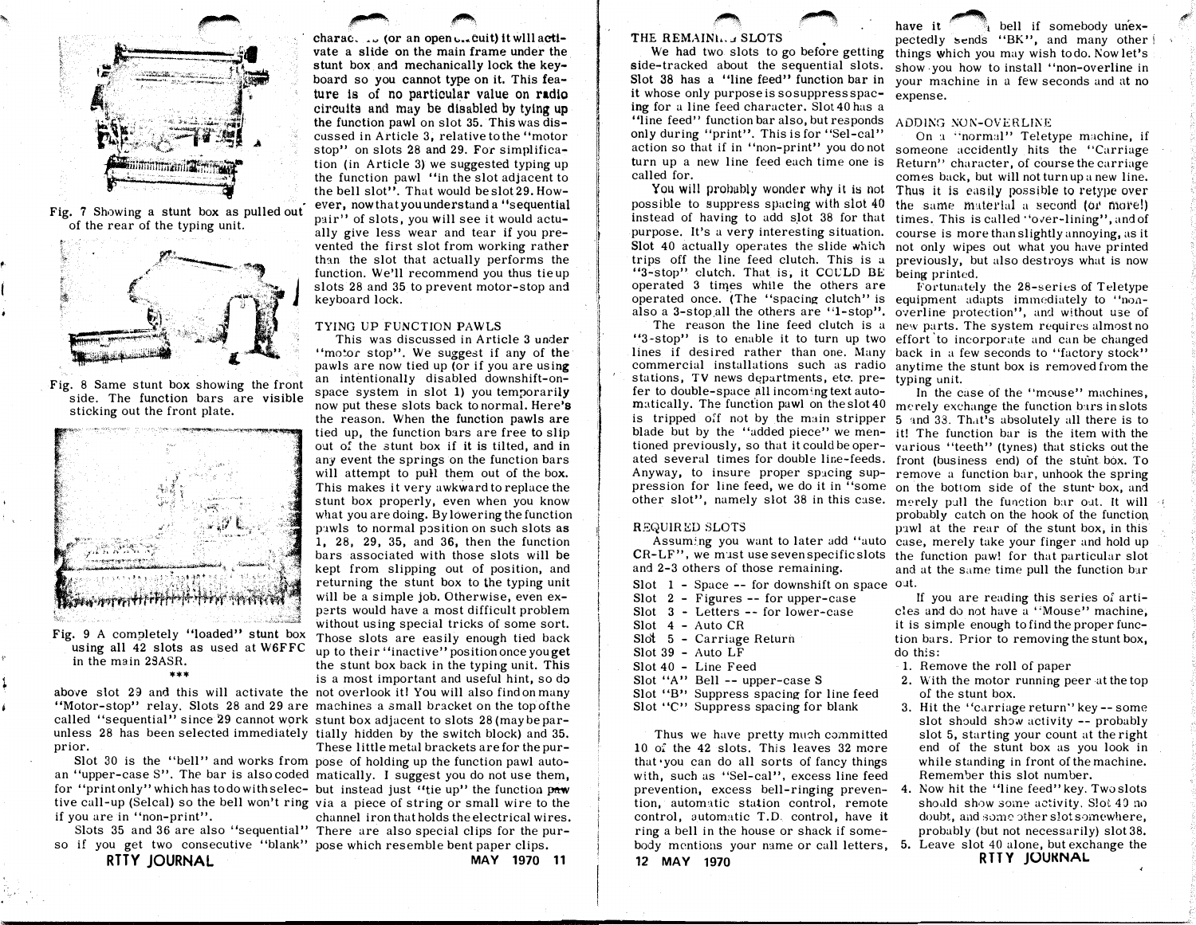Fig. 7 Showing a stunt box as pulled out of the rear of the typing unit.

Fig. 8 Same stunt box showing the front side. The function bars are visible sticking out the front plate.

Fig. 9 A completely "loaded" stunt box using all 42 slots as used at W6FFC in the main 28ASR.

\*\*\*

above slot 29 and this will activate the "Motor-stop" relay. Slots 28 and 29 are called "sequential" since 29 cannot work unless 28 has been selected immediately prior.

Slot 30 is the "bell" and works from an "upper-case S". The bar is also coded for "print only" which has to do with selective call-up (Selcal) so the bell won't ring if you are in "non-print".

Slots 35 and 36 are also "sequential" so if you get two consecutive "blank" charac... (or an open ...cuit) it will activate a slide on the main frame under the stunt box and mechanically lock the keyboard so you cannot type on it. This feature is of no particular value on radio circuits and may be disabled by tying up the function pawl on slot 35. This was discussed in Article 3, relative to the "motor stop" on slots 28 and 29. For simplification (in Article 3) we suggested typing up the function pawl "in the slot adjacent to the bell slot". That would be slot 29. However, now that you understand a "sequential pair" of slots, you will see it would actually give less wear and tear if you prevented the first slot from working rather than the slot that actually performs the function. We recommend you thus tie up slots 28 and 35 to prevent motor-stop and keyboard lock.

## TYING UP FUNCTION PAWLS

This was discussed in Article 3 under "motor stop". We suggest if any of the pawls are now tied up (or if you are using an intentionally disabled downshift-on-space system in slot 1) you temporarily now put these slots back to normal. Here's the reason. When the function pawls are tied up, the function bars are free to slip out of the stunt box if it is tilted, and in any event the springs on the function bars will attempt to pull them out of the box. This makes it very awkward to replace the stunt box properly, even when you know what you are doing. By lowering the function pawls to normal position on such slots as 1, 28, 29, 35, and 36, then the function bars associated with those slots will be kept from slipping out of position, and returning the stunt box to the typing unit will be a simple job. Otherwise, even experts would have a most difficult problem without using special tricks of some sort. Those slots are easily enough tied back up to their "inactive" position once you get the stunt box back in the typing unit. This is a most important and useful hint, so do not overlook it! You will also find on many machines a small bracket on the top of the stunt box adjacent to slots 28 (may be partially hidden by the switch block) and 35. These little metal brackets are for the purpose of holding up the function pawl automatically. I suggest you do not use them, but instead just "tie up" the function paw via a piece of string or small wire to the channel iron that holds the electrical wires. There are also special clips for the purpose which resemble bent paper clips.

## THE REMAINING SLOTS

We had two slots to go before getting side-tracked about the sequential slots. Slot 38 has a "line feed" function bar in it whose only purpose is so suppress spacing for a line feed character. Slot 40 has a "line feed" function bar also, but responds only during "print". This is for "Sel-cal" action so that if in "non-print" you do not turn up a new line feed each time one is called for.

You will probably wonder why it is not possible to suppress spacing with slot 40 instead of having to add slot 38 for that purpose. It's a very interesting situation. Slot 40 actually operates the slide which trips off the line feed clutch. This is a "3-stop" clutch. That is, it COULD BE operated 3 times while the others are operated once. (The "spacing clutch" is also a 3-stop all the others are "1-stop". The reason the line feed clutch is a "3-stop" is to enable it to turn up two lines if desired rather than one. Many commercial installations such as radio stations, TV news departments, etc. prefer to double-space all incoming text automatically. The function pawl on the slot 40 is tripped off not by the main stripper blade but by the "added piece" we mentioned previously, so that it could be operated several times for double line-feeds. Anyway, to insure proper spacing suppression for line feed, we do it in "some other slot", namely slot 38 in this case.

## REQUIRED SLOTS

Assuming you want to later add "auto CR-LF", we must use seven specific slots and 2-3 others of those remaining.

- Slot 1 - Space -- for downshift on space
- Slot 2 - Figures -- for upper-case
- Slot 3 - Letters -- for lower-case
- Slot 4 - Auto CR
- Slot 5 - Carriage Return
- Slot 39 - Auto LF
- Slot 40 - Line Feed
- Slot "A" Bell -- upper-case S
- Slot "B" Suppress spacing for line feed
- Slot "C" Suppress spacing for blank

Thus we have pretty much committed 10 of the 42 slots. This leaves 32 more that you can do all sorts of fancy things with, such as "Sel-cal", excess line feed prevention, excess bell-ringing prevention, automatic station control, remote control, automatic T.D. control, have it ring a bell in the house or shack if somebody mentions your name or call letters, have it ... bell if somebody unexpectedly sends "BK", and many other things which you may wish to do. Now let's show you how to install "non-overline in your machine in a few seconds and at no expense.

## ADDING NON-OVERLINE

On a "normal" Teletype machine, if someone accidently hits the "Carriage Return" character, of course the carriage comes back, but will not turn up a new line. Thus it is easily possible to retype over the same material a second (or more!) times. This is called "over-lining", and of course is more than slightly annoying, as it not only wipes out what you have printed previously, but also destroys what is now being printed.

Fortunately the 28-series of Teletype equipment adapts immediately to "non-overline protection", and without use of new parts. The system requires almost no effort to incorporate and can be changed back in a few seconds to "factory stock" anytime the stunt box is removed from the typing unit.

In the case of the "mouse" machines, merely exchange the function bars in slots 5 and 38. That's absolutely all there is to it! The function bar is the item with the various "teeth" (tynes) that sticks out the front (business end) of the stunt box. To remove a function bar, unhook the spring on the bottom side of the stunt box, and merely pull the function bar out. It will probably catch on the hook of the function pawl at the rear of the stunt box, in this case, merely take your finger and hold up the function pawl for that particular slot and at the same time pull the function bar out.

If you are reading this series of articles and do not have a "Mouse" machine, it is simple enough to find the proper function bars. Prior to removing the stunt box, do this:

1. Remove the roll of paper
2. With the motor running peer at the top of the stunt box.
3. Hit the "carriage return" key -- some slot should show activity -- probably slot 5, starting your count at the right end of the stunt box as you look in while standing in front of the machine. Remember this slot number.
4. Now hit the "line feed" key. Two slots should show some activity. Slot 40 no doubt, and some other slot somewhere, probably (but not necessarily) slot 38.
5. Leave slot 40 alone, but exchange the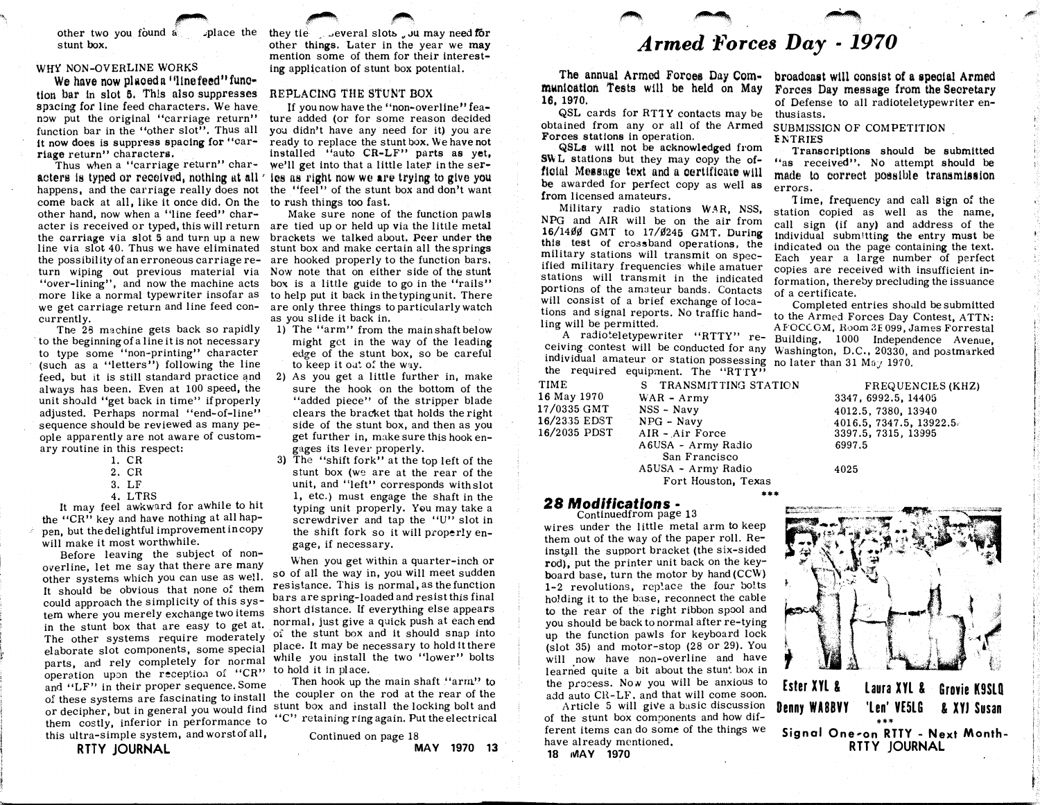other two you found a ... place the stunt box.

## WHY NON-OVERLINE WORKS

We have now placed a "linefeed" function bar in slot 5. This also suppresses spacing for line feed characters. We have now put the original "carriage return" function bar in the "other slot". Thus all it now does is suppress spacing for "carriage return" characters.

Thus when a "carriage return" character is typed or received, nothing at all happens, and the carriage really does not come back at all, like it once did. On the other hand, now when a "line feed" character is received or typed, this will return the carriage via slot 5 and turn up a new line via slot 40. Thus we have eliminated the possibility of an erroneous carriage return wiping out previous material via "over-lining", and now the machine acts more like a normal typewriter insofar as we get carriage return and line feed concurrently.

The 28 machine gets back so rapidly to the beginning of a line it is not necessary to type some "non-printing" character (such as a "letters") following the line feed, but it is still standard practice and always has been. Even at 100 speed, the unit should "get back in time" if properly adjusted. Perhaps normal "end-of-line" sequence should be reviewed as many people apparently are not aware of customary routine in this respect:

1. CR
2. CR
3. LF
4. LTRS

It may feel awkward for awhile to hit the "CR" key and have nothing at all happen, but the delightful improvement in copy will make it most worthwhile.

Before leaving the subject of non-overline, let me say that there are many other systems which you can use as well. It should be obvious that none of them could approach the simplicity of this system where you merely exchange two items in the stunt box that are easy to get at. The other systems require moderately elaborate slot components, some special parts, and rely completely for normal operation upon the reception of "CR" and "LF" in their proper sequence. Some of these systems are fascinating to install or decipher, but in general you would find them costly, inferior in performance to this ultra-simple system, and worst of all, they tie ... several slots, you may need for other things. Later in the year we may mention some of them for their interesting application of stunt box potential.

## REPLACING THE STUNT BOX

If you now have the "non-overline" feature added (or for some reason decided you didn't have any need for it) you are ready to replace the stunt box. We have not installed "auto CR-LF" parts as yet, we'll get into that a little later in the series as right now we are trying to give you the "feel" of the stunt box and don't want to rush things too fast.

Make sure none of the function pawls are tied up or held up via the little metal brackets we talked about. Peer under the stunt box and make certain all the springs are hooked properly to the function bars. Now note that on either side of the stunt box is a little guide to go in the "rails" to help put it back in the typing unit. There are only three things to particularly watch as you slide it back in.

1) The "arm" from the main shaft below might get in the way of the leading edge of the stunt box, so be careful to keep it out of the way.
2) As you get a little further in, make sure the hook on the bottom of the "added piece" of the stripper blade clears the bracket that holds the right side of the stunt box, and then as you get further in, make sure this hook engages its lever properly.
3) The "shift fork" at the top left of the stunt box (we are at the rear of the unit, and "left" corresponds with slot 1, etc.) must engage the shaft in the typing unit properly. You may take a screwdriver and tap the "U" slot in the shift fork so it will properly engage, if necessary.

When you get within a quarter-inch or so of all the way in, you will meet sudden resistance. This is normal, as the function bars are spring-loaded and resist this final short distance. If everything else appears normal, just give a quick push at each end of the stunt box and it should snap into place. It may be necessary to hold it there while you install the two "lower" bolts to hold it in place.

Then hook up the main shaft "arm" to the coupler on the rod at the rear of the stunt box and install the locking bolt and "C" retaining ring again. Put the electrical

Continued on page 18

# Armed Forces Day - 1970

The annual Armed Forces Day Communication Tests will be held on May 16, 1970.

QSL cards for RTTY contacts may be obtained from any or all of the Armed Forces stations in operation.

QSLs will not be acknowledged from SWL stations but they may copy the official Message text and a certificate will be awarded for perfect copy as well as from licensed amateurs.

Military radio stations WAR, NSS, NPG and AIR will be on the air from 16/1400 GMT to 17/0245 GMT. During this test of crossband operations, the military stations will transmit on specified military frequencies while amatuer stations will transmit in the indicated portions of the amateur bands. Contacts will consist of a brief exchange of locations and signal reports. No traffic handling will be permitted.

A radioteletypewriter "RTTY" receiving contest will be conducted for any individual amateur or station possessing the required equipment. The "RTTY" broadcast will consist of a special Armed Forces Day message from the Secretary of Defense to all radioteletypewriter enthusiasts.

### SUBMISSION OF COMPETITION ENTRIES

Transcriptions should be submitted "as received". No attempt should be made to correct possible transmission errors.

Time, frequency and call sign of the station copied as well as the name, call sign (if any) and address of the individual submitting the entry must be indicated on the page containing the text. Each year a large number of perfect copies are received with insufficient information, thereby precluding the issuance of a certificate.

Completed entries should be submitted to the Armed Forces Day Contest, ATTN: AFOCCOM, Room 3E099, James Forrestal Building, 1000 Independence Avenue, Washington, D.C., 20330, and postmarked no later than 31 May 1970.

| TIME | S TRANSMITTING STATION | FREQUENCIES (KHZ) |
|---|---|---|
| 16 May 1970 | WAR - Army | 3347, 6992.5, 14405 |
| 17/0335 GMT | NSS - Navy | 4012.5, 7380, 13940 |
| 16/2335 EDST | NPG - Navy | 4016.5, 7347.5, 13922.5 |
| 16/2035 PDST | AIR - Air Force | 3397.5, 7315, 13995 |
| | A6USA - Army Radio San Francisco | 6997.5 |
| | A5USA - Army Radio Fort Houston, Texas | 4025 |

\*\*\*

## 28 Modifications -

Continued from page 13

wires under the little metal arm to keep them out of the way of the paper roll. Reinstall the support bracket (the six-sided rod), put the printer unit back on the keyboard base, turn the motor by hand (CCW) 1-2 revolutions, replace the four bolts holding it to the base, reconnect the cable to the rear of the right ribbon spool and you should be back to normal after re-tying up the function pawls for keyboard lock (slot 35) and motor-stop (28 or 29). You will now have non-overline and have learned quite a bit about the stunt box in the process. Now you will be anxious to add auto CR-LF, and that will come soon.

Article 5 will give a basic discussion of the stunt box components and how different items can do some of the things we have already mentioned.

Ester XYL & Denny WA8BVY  Laura XYL & 'Len' VE5LG  Grovie K9SLQ & XYl Susan

\*\*\*

**Signal One-on RTTY - Next Month-**